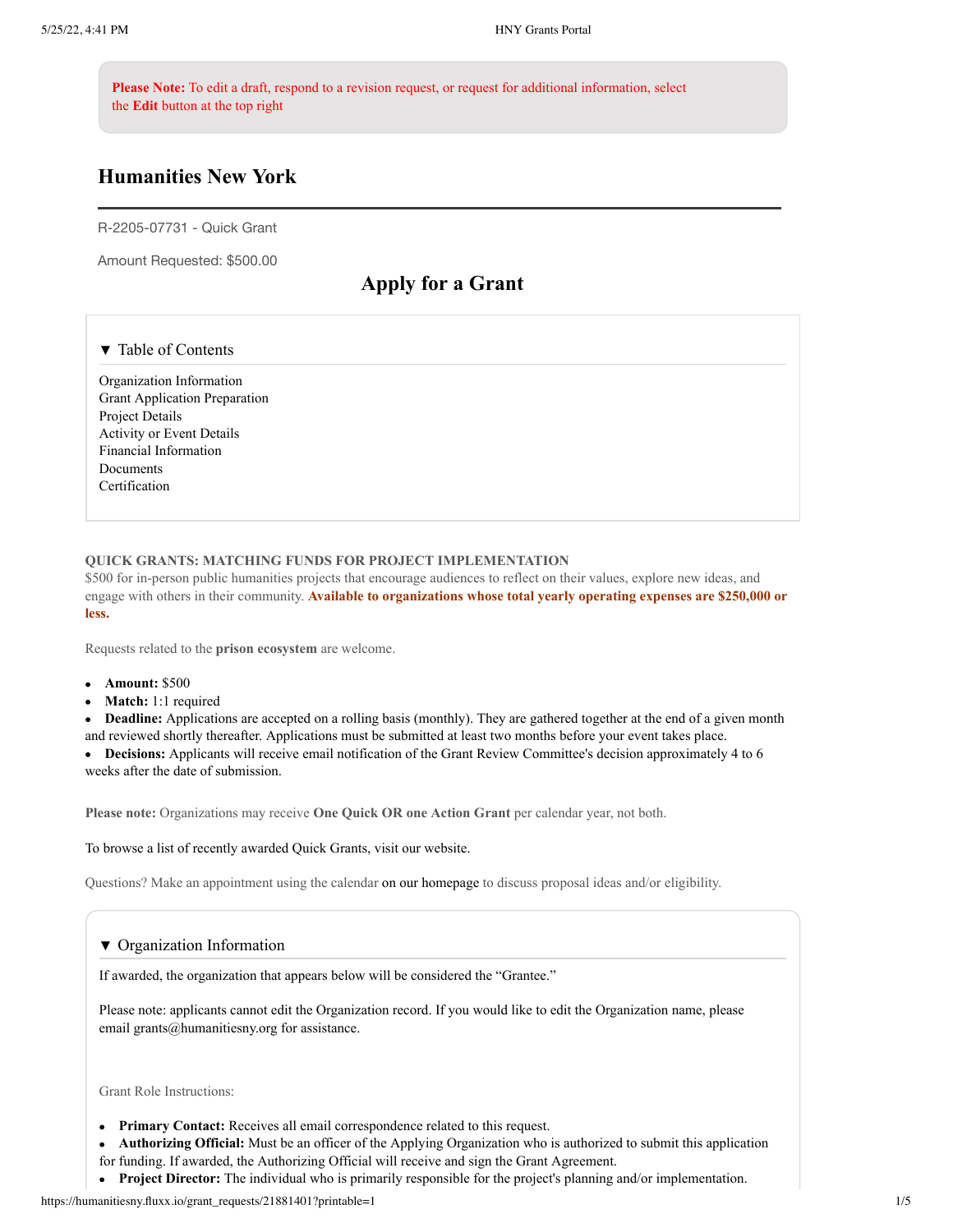**Please Note:** To edit a draft, respond to a revision request, or request for additional information, select the **Edit** button at the top right

## Humanities New York

R-2205-07731 - Quick Grant

Amount Requested: $500.00

# Apply for a Grant

▼ Table of Contents

Organization Information
Grant Application Preparation
Project Details
Activity or Event Details
Financial Information
Documents
Certification

**QUICK GRANTS: MATCHING FUNDS FOR PROJECT IMPLEMENTATION**
$500 for in-person public humanities projects that encourage audiences to reflect on their values, explore new ideas, and engage with others in their community. **Available to organizations whose total yearly operating expenses are $250,000 or less.**

Requests related to the **prison ecosystem** are welcome.

- **Amount:** $500
- **Match:** 1:1 required
- **Deadline:** Applications are accepted on a rolling basis (monthly). They are gathered together at the end of a given month and reviewed shortly thereafter. Applications must be submitted at least two months before your event takes place.
- **Decisions:** Applicants will receive email notification of the Grant Review Committee's decision approximately 4 to 6 weeks after the date of submission.

**Please note:** Organizations may receive **One Quick OR one Action Grant** per calendar year, not both.

To browse a list of recently awarded Quick Grants, visit our website.

Questions? Make an appointment using the calendar on our homepage to discuss proposal ideas and/or eligibility.

## ▼ Organization Information

If awarded, the organization that appears below will be considered the "Grantee."

Please note: applicants cannot edit the Organization record. If you would like to edit the Organization name, please email grants@humanitiesny.org for assistance.

Grant Role Instructions:

- **Primary Contact:** Receives all email correspondence related to this request.
- **Authorizing Official:** Must be an officer of the Applying Organization who is authorized to submit this application for funding. If awarded, the Authorizing Official will receive and sign the Grant Agreement.
- **Project Director:** The individual who is primarily responsible for the project's planning and/or implementation.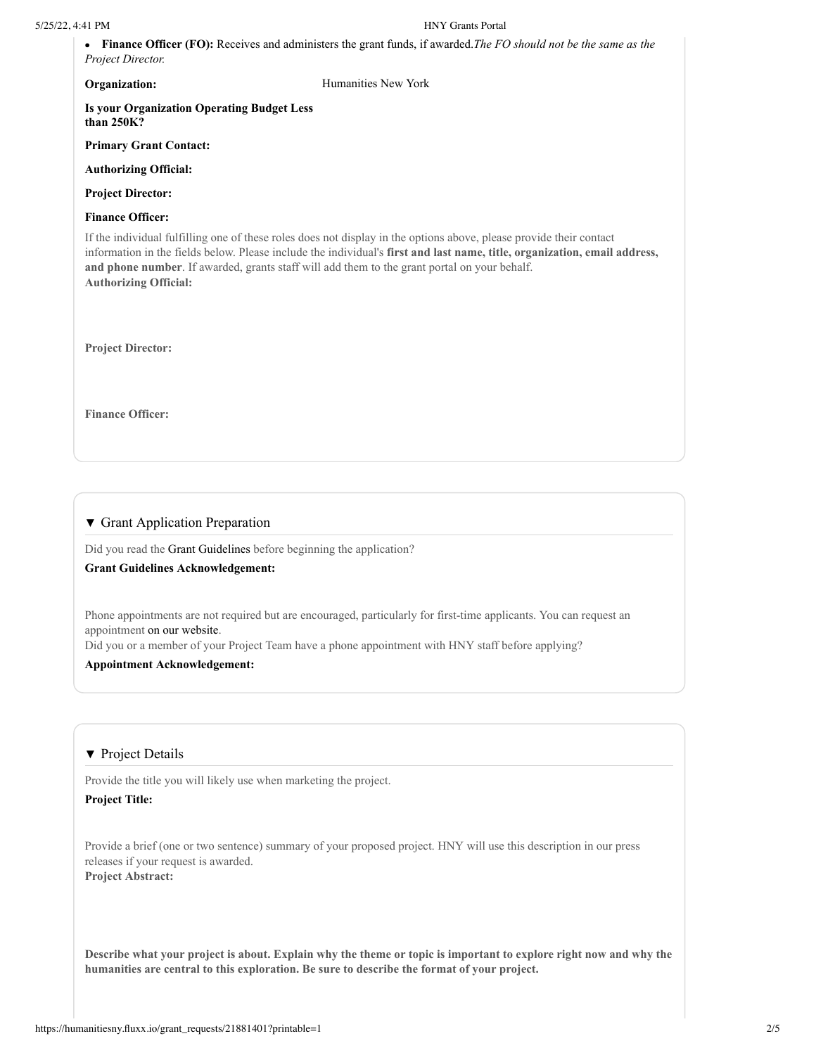- **Finance Officer (FO):** Receives and administers the grant funds, if awarded. *The FO should not be the same as the Project Director.*

**Organization:** Humanities New York

**Is your Organization Operating Budget Less than 250K?**

**Primary Grant Contact:**

**Authorizing Official:**

**Project Director:**

**Finance Officer:**

If the individual fulfilling one of these roles does not display in the options above, please provide their contact information in the fields below. Please include the individual's **first and last name, title, organization, email address, and phone number**. If awarded, grants staff will add them to the grant portal on your behalf.

**Authorizing Official:**

**Project Director:**

**Finance Officer:**

## ▼ Grant Application Preparation

Did you read the Grant Guidelines before beginning the application?

**Grant Guidelines Acknowledgement:**

Phone appointments are not required but are encouraged, particularly for first-time applicants. You can request an appointment on our website.

Did you or a member of your Project Team have a phone appointment with HNY staff before applying?

**Appointment Acknowledgement:**

## ▼ Project Details

Provide the title you will likely use when marketing the project.

**Project Title:**

Provide a brief (one or two sentence) summary of your proposed project. HNY will use this description in our press releases if your request is awarded.

**Project Abstract:**

**Describe what your project is about. Explain why the theme or topic is important to explore right now and why the humanities are central to this exploration. Be sure to describe the format of your project.**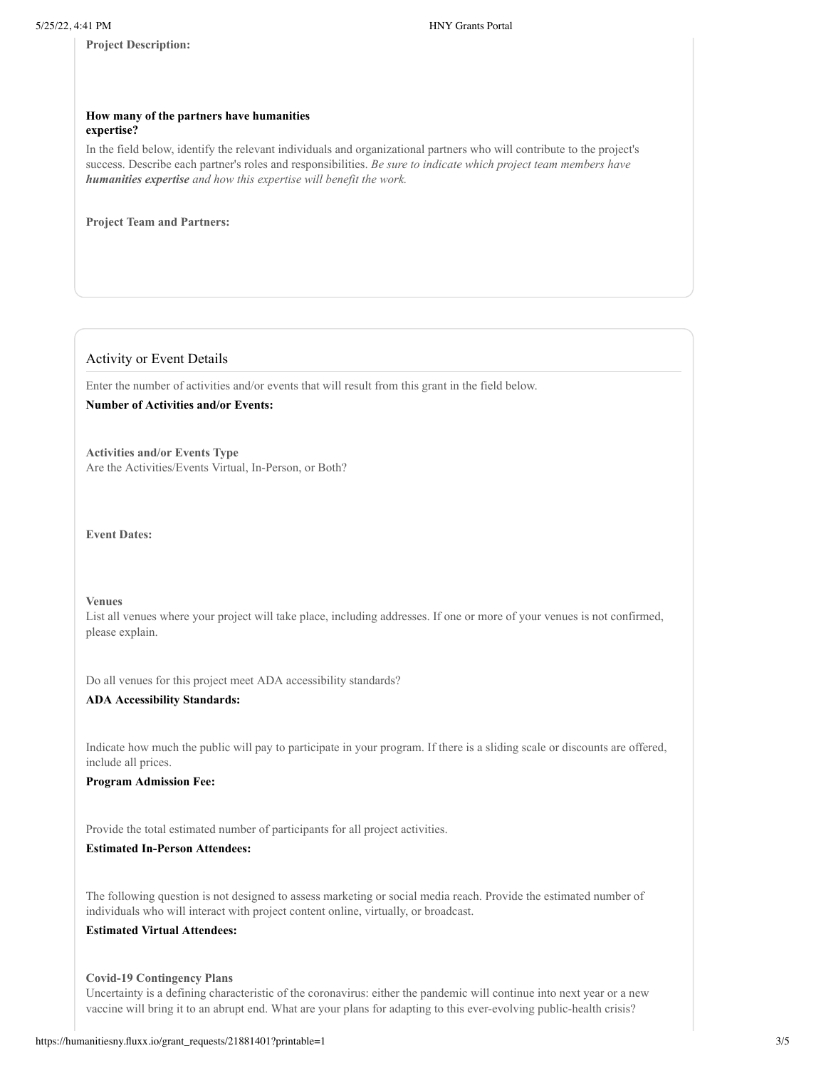**Project Description:**

**How many of the partners have humanities expertise?**

In the field below, identify the relevant individuals and organizational partners who will contribute to the project's success. Describe each partner's roles and responsibilities. *Be sure to indicate which project team members have **humanities expertise** and how this expertise will benefit the work.*

**Project Team and Partners:**

## Activity or Event Details

Enter the number of activities and/or events that will result from this grant in the field below.

**Number of Activities and/or Events:**

**Activities and/or Events Type**

Are the Activities/Events Virtual, In-Person, or Both?

**Event Dates:**

**Venues**

List all venues where your project will take place, including addresses. If one or more of your venues is not confirmed, please explain.

Do all venues for this project meet ADA accessibility standards?

**ADA Accessibility Standards:**

Indicate how much the public will pay to participate in your program. If there is a sliding scale or discounts are offered, include all prices.

**Program Admission Fee:**

Provide the total estimated number of participants for all project activities.

**Estimated In-Person Attendees:**

The following question is not designed to assess marketing or social media reach. Provide the estimated number of individuals who will interact with project content online, virtually, or broadcast.

**Estimated Virtual Attendees:**

**Covid-19 Contingency Plans**

Uncertainty is a defining characteristic of the coronavirus: either the pandemic will continue into next year or a new vaccine will bring it to an abrupt end. What are your plans for adapting to this ever-evolving public-health crisis?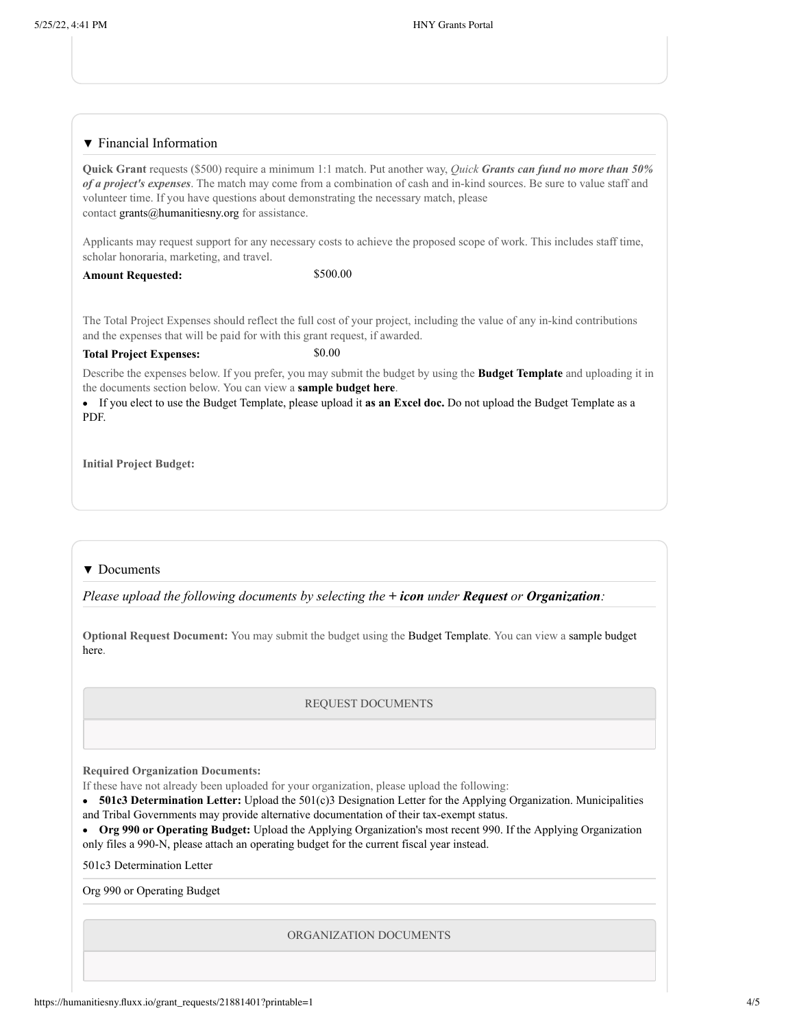## ▼ Financial Information

**Quick Grant** requests ($500) require a minimum 1:1 match. Put another way, *Quick **Grants can fund no more than 50% of a project's expenses***. The match may come from a combination of cash and in-kind sources. Be sure to value staff and volunteer time. If you have questions about demonstrating the necessary match, please contact grants@humanitiesny.org for assistance.

Applicants may request support for any necessary costs to achieve the proposed scope of work. This includes staff time, scholar honoraria, marketing, and travel.

**Amount Requested:** $500.00

The Total Project Expenses should reflect the full cost of your project, including the value of any in-kind contributions and the expenses that will be paid for with this grant request, if awarded.

**Total Project Expenses:** $0.00

Describe the expenses below. If you prefer, you may submit the budget by using the **Budget Template** and uploading it in the documents section below. You can view a **sample budget here**.

- If you elect to use the Budget Template, please upload it **as an Excel doc.** Do not upload the Budget Template as a PDF.

**Initial Project Budget:**

## ▼ Documents

*Please upload the following documents by selecting the **+ icon** under **Request** or **Organization**:*

**Optional Request Document:** You may submit the budget using the Budget Template. You can view a sample budget here.

REQUEST DOCUMENTS

**Required Organization Documents:**

If these have not already been uploaded for your organization, please upload the following:

- **501c3 Determination Letter:** Upload the 501(c)3 Designation Letter for the Applying Organization. Municipalities and Tribal Governments may provide alternative documentation of their tax-exempt status.
- **Org 990 or Operating Budget:** Upload the Applying Organization's most recent 990. If the Applying Organization only files a 990-N, please attach an operating budget for the current fiscal year instead.

501c3 Determination Letter

Org 990 or Operating Budget

ORGANIZATION DOCUMENTS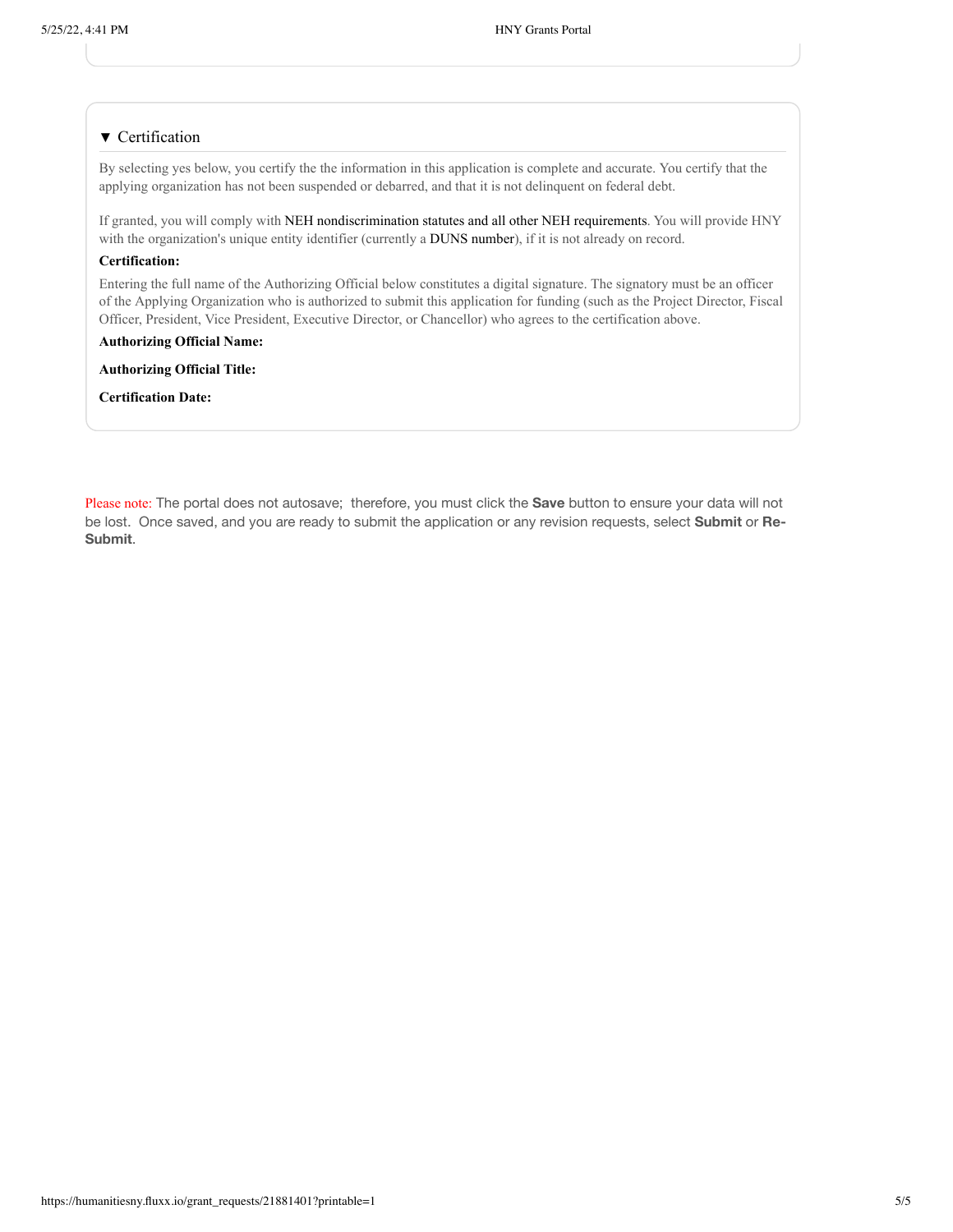## ▼ Certification

By selecting yes below, you certify the the information in this application is complete and accurate. You certify that the applying organization has not been suspended or debarred, and that it is not delinquent on federal debt.

If granted, you will comply with NEH nondiscrimination statutes and all other NEH requirements. You will provide HNY with the organization's unique entity identifier (currently a DUNS number), if it is not already on record.

**Certification:**

Entering the full name of the Authorizing Official below constitutes a digital signature. The signatory must be an officer of the Applying Organization who is authorized to submit this application for funding (such as the Project Director, Fiscal Officer, President, Vice President, Executive Director, or Chancellor) who agrees to the certification above.

**Authorizing Official Name:**

**Authorizing Official Title:**

**Certification Date:**

Please note: The portal does not autosave; therefore, you must click the **Save** button to ensure your data will not be lost. Once saved, and you are ready to submit the application or any revision requests, select **Submit** or **Re-Submit**.